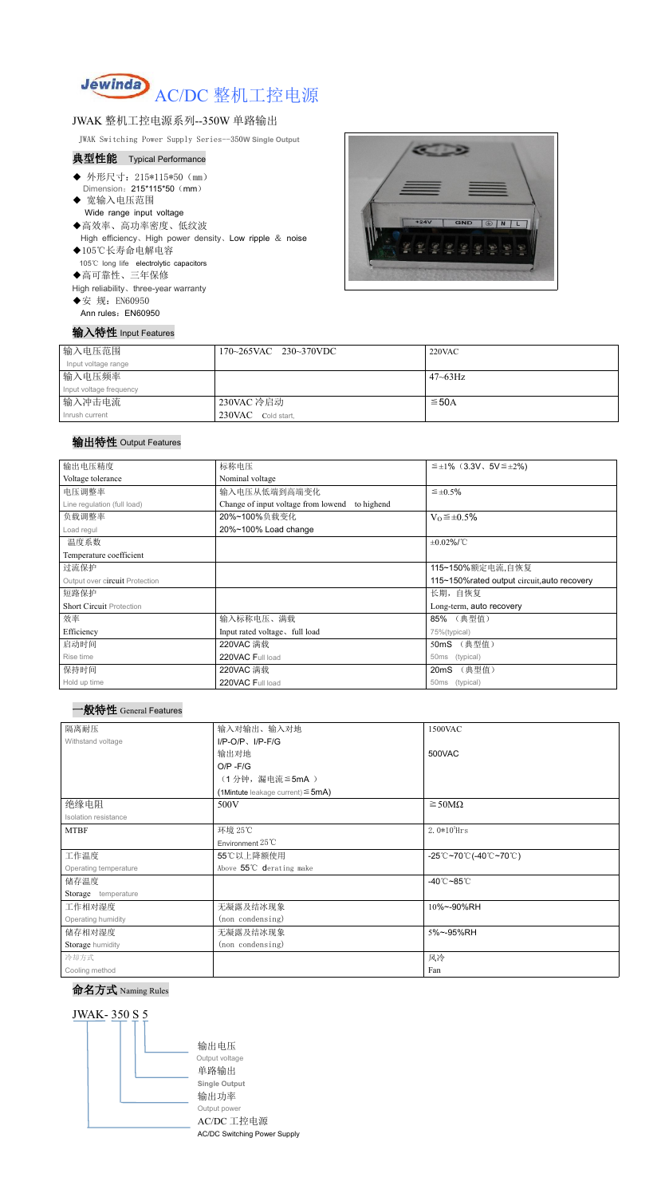# AC/DC 整机工控电源

## JWAK 整机工控电源系列--350W 单路输出

JWAK Switching Power Supply Series—350W Single Output

### 典型性能 Typical Performance

- ◆ 外形尺寸：215*115*50（mm）
  Dimension：215*115*50（mm）
- ◆ 宽输入电压范围
  Wide range input voltage
- ◆高效率、高功率密度、低纹波
  High efficiency、High power density、Low ripple & noise
- ◆105℃长寿命电解电容
  105℃ long life electrolytic capacitors
- ◆高可靠性、三年保修
  High reliability、three-year warranty
- ◆安 规：EN60950
  Ann rules：EN60950

### 输入特性 Input Features

| 输入电压范围<br>Input voltage range | 170~265VAC 230~370VDC | 220VAC |
|---|---|---|
| 输入电压频率<br>Input voltage frequency | | 47~63Hz |
| 输入冲击电流<br>Inrush current | 230VAC 冷启动<br>230VAC Cold start, | ≦50A |

### 输出特性 Output Features

| 输出电压精度<br>Voltage tolerance | 标称电压<br>Nominal voltage | ≦±1%（3.3V、5V≦±2%） |
|---|---|---|
| 电压调整率<br>Line regulation (full load) | 输入电压从低端到高端变化<br>Change of input voltage from lowend to highend | ≦±0.5% |
| 负载调整率<br>Load regul | 20%~100%负载变化<br>20%~100% Load change | $V_O$≦±0.5% |
| 温度系数<br>Temperature coefficient | | ±0.02%/℃ |
| 过流保护<br>Output over circuit Protection | | 115~150%额定电流,自恢复<br>115~150%rated output circuit,auto recovery |
| 短路保护<br>Short Circuit Protection | | 长期，自恢复<br>Long-term, auto recovery |
| 效率<br>Efficiency | 输入标称电压、满载<br>Input rated voltage、full load | 85% （典型值）<br>75%(typical) |
| 启动时间<br>Rise time | 220VAC 满载<br>220VAC Full load | 50mS （典型值）<br>50ms (typical) |
| 保持时间<br>Hold up time | 220VAC 满载<br>220VAC Full load | 20mS （典型值）<br>50ms (typical) |

### 一般特性 General Features

| 隔离耐压<br>Withstand voltage | 输入对输出、输入对地<br>I/P-O/P、I/P-F/G | 1500VAC |
|---|---|---|
| | 输出对地<br>O/P -F/G | 500VAC |
| | （1 分钟，漏电流≦5mA ）<br>(1Mintute leakage current)≦5mA) | |
| 绝缘电阻<br>Isolation resistance | 500V | ≧50MΩ |
| MTBF | 环境 25℃<br>Environment 25℃ | $2.0*10^5$Hrs |
| 工作温度<br>Operating temperature | 55℃以上降额使用<br>Above 55℃ derating make | -25℃~70℃(-40℃~70℃) |
| 储存温度<br>Storage temperature | | -40℃~85℃ |
| 工作相对湿度<br>Operating humidity | 无凝露及结冰现象<br>(non condensing) | 10%~-90%RH |
| 储存相对湿度<br>Storage humidity | 无凝露及结冰现象<br>(non condensing) | 5%~-95%RH |
| 冷却方式<br>Cooling method | | 风冷<br>Fan |

### 命名方式 Naming Rules

JWAK- 350 S 5

- 输出电压 Output voltage
- 单路输出 Single Output
- 输出功率 Output power
- AC/DC 工控电源 AC/DC Switching Power Supply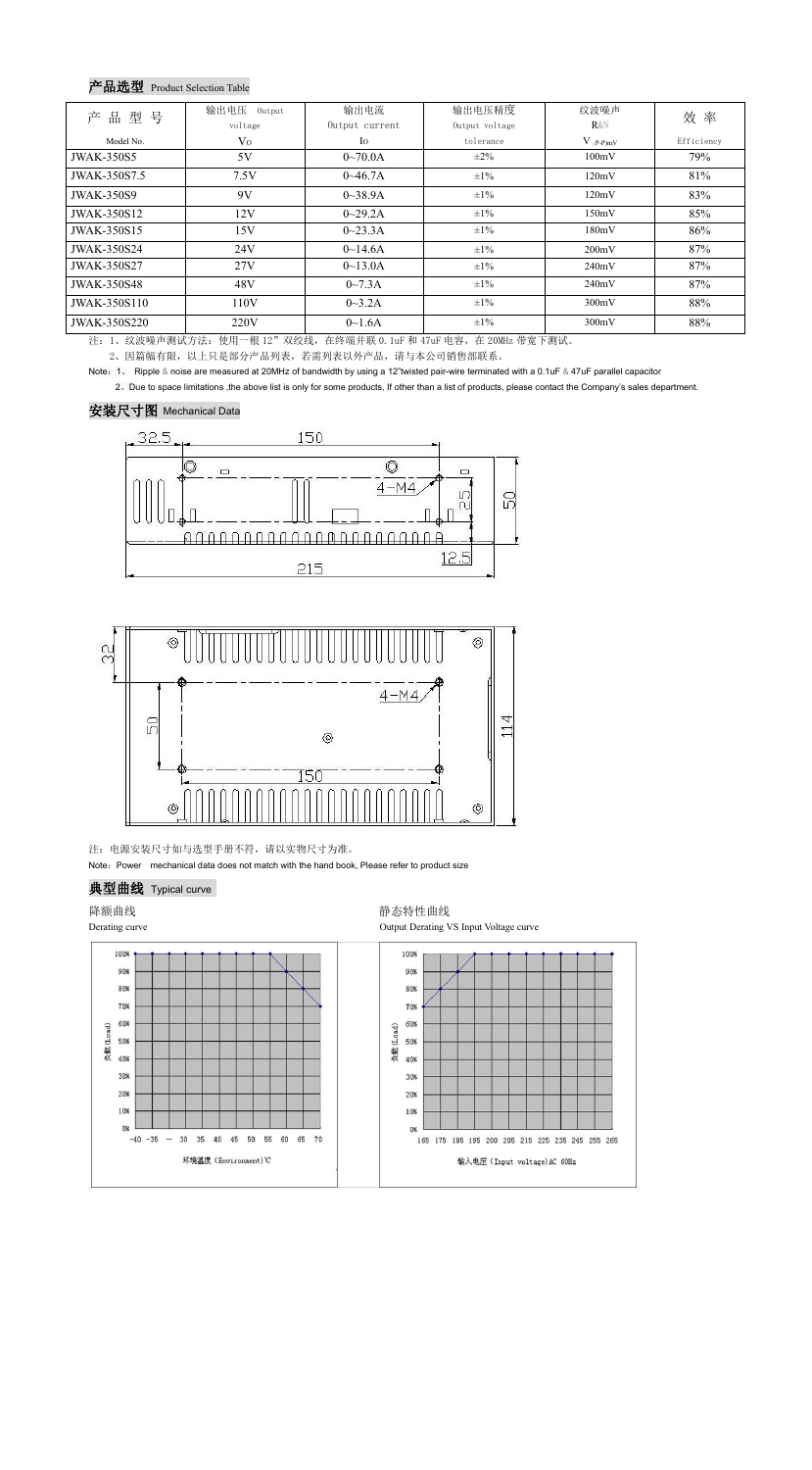## 产品选型 Product Selection Table

| 产品型号<br>Model No. | 输出电压 Output voltage<br>Vo | 输出电流 Output current<br>Io | 输出电压精度 Output voltage tolerance | 纹波噪声 R&N<br>V (P-P)mV | 效率<br>Efficiency |
|---|---|---|---|---|---|
| JWAK-350S5 | 5V | 0~70.0A | ±2% | 100mV | 79% |
| JWAK-350S7.5 | 7.5V | 0~46.7A | ±1% | 120mV | 81% |
| JWAK-350S9 | 9V | 0~38.9A | ±1% | 120mV | 83% |
| JWAK-350S12 | 12V | 0~29.2A | ±1% | 150mV | 85% |
| JWAK-350S15 | 15V | 0~23.3A | ±1% | 180mV | 86% |
| JWAK-350S24 | 24V | 0~14.6A | ±1% | 200mV | 87% |
| JWAK-350S27 | 27V | 0~13.0A | ±1% | 240mV | 87% |
| JWAK-350S48 | 48V | 0~7.3A | ±1% | 240mV | 87% |
| JWAK-350S110 | 110V | 0~3.2A | ±1% | 300mV | 88% |
| JWAK-350S220 | 220V | 0~1.6A | ±1% | 300mV | 88% |

注：1、纹波噪声测试方法：使用一根 12" 双绞线，在终端并联 0.1uF 和 47uF 电容，在 20MHz 带宽下测试。

2、因篇幅有限，以上只是部分产品列表，若需列表以外产品，请与本公司销售部联系。

Note：1、 Ripple & noise are measured at 20MHz of bandwidth by using a 12"twisted pair-wire terminated with a 0.1uF & 47uF parallel capacitor

2、Due to space limitations ,the above list is only for some products, If other than a list of products, please contact the Company's sales department.

## 安装尺寸图 Mechanical Data

32.5
150
4-M4
25
50
12.5
215

32
4-M4
50
114
150

注：电源安装尺寸如与选型手册不符，请以实物尺寸为准。

Note：Power mechanical data does not match with the hand book, Please refer to product size

## 典型曲线 Typical curve

降额曲线
Derating curve

100%
90%
80%
70%
60%
50%
40%
30%
20%
10%
0%
负载(Load)
-40 -35 ··· 30 35 40 45 50 55 60 65 70
环境温度(Environment)℃

静态特性曲线
Output Derating VS Input Voltage curve

100%
90%
80%
70%
60%
50%
40%
30%
20%
10%
0%
负载(Load)
165 175 185 195 200 205 215 225 235 245 255 265
输入电压(Input voltage)AC 60Hz